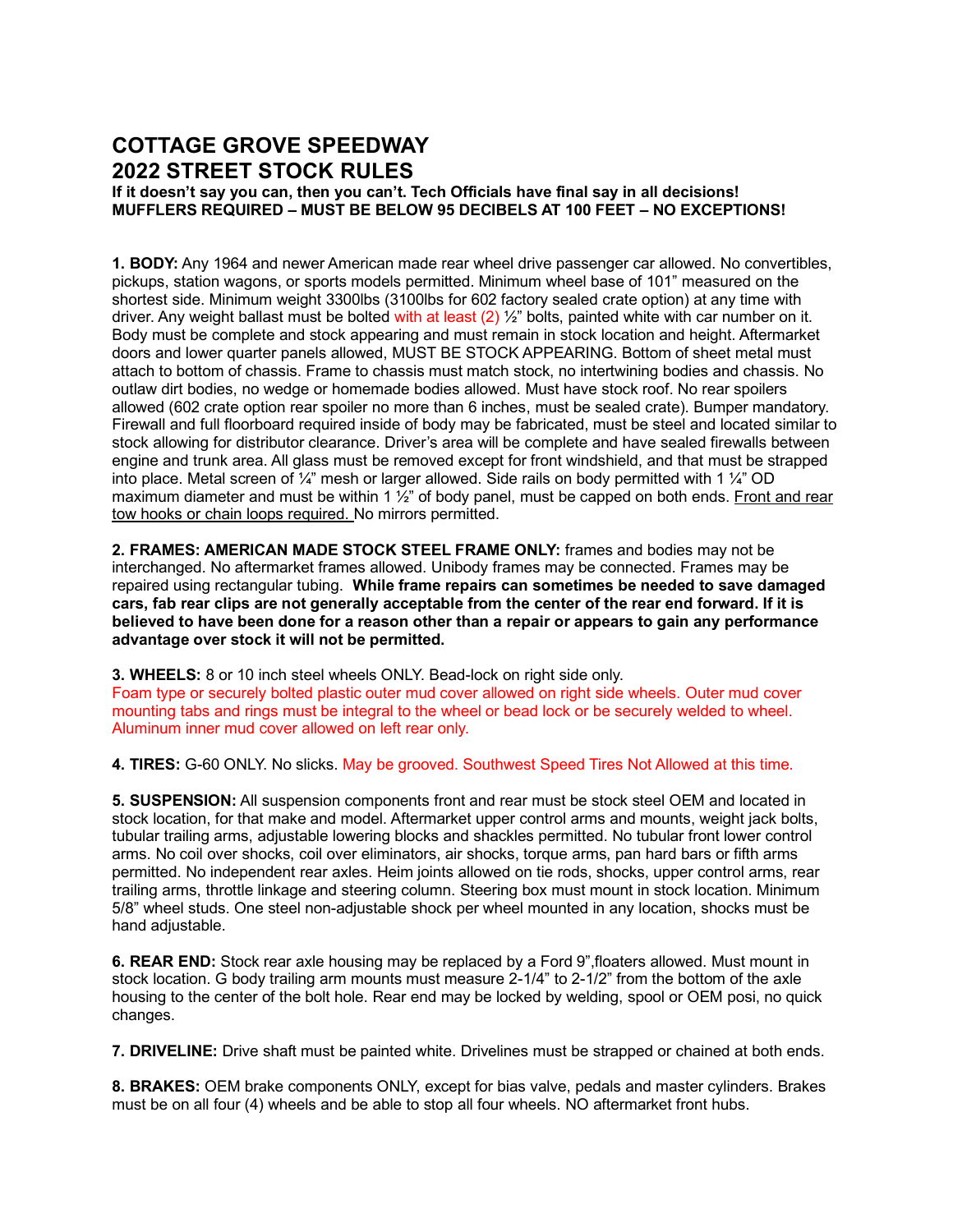# COTTAGE GROVE SPEEDWAY
# 2022 STREET STOCK RULES

**If it doesn't say you can, then you can't. Tech Officials have final say in all decisions!**
**MUFFLERS REQUIRED – MUST BE BELOW 95 DECIBELS AT 100 FEET – NO EXCEPTIONS!**

**1. BODY:** Any 1964 and newer American made rear wheel drive passenger car allowed. No convertibles, pickups, station wagons, or sports models permitted. Minimum wheel base of 101" measured on the shortest side. Minimum weight 3300lbs (3100lbs for 602 factory sealed crate option) at any time with driver. Any weight ballast must be bolted with at least (2) ½" bolts, painted white with car number on it. Body must be complete and stock appearing and must remain in stock location and height. Aftermarket doors and lower quarter panels allowed, MUST BE STOCK APPEARING. Bottom of sheet metal must attach to bottom of chassis. Frame to chassis must match stock, no intertwining bodies and chassis. No outlaw dirt bodies, no wedge or homemade bodies allowed. Must have stock roof. No rear spoilers allowed (602 crate option rear spoiler no more than 6 inches, must be sealed crate). Bumper mandatory. Firewall and full floorboard required inside of body may be fabricated, must be steel and located similar to stock allowing for distributor clearance. Driver's area will be complete and have sealed firewalls between engine and trunk area. All glass must be removed except for front windshield, and that must be strapped into place. Metal screen of ¼" mesh or larger allowed. Side rails on body permitted with 1 ¼" OD maximum diameter and must be within 1 ½" of body panel, must be capped on both ends. <u>Front and rear tow hooks or chain loops required.</u> No mirrors permitted.

**2. FRAMES: AMERICAN MADE STOCK STEEL FRAME ONLY:** frames and bodies may not be interchanged. No aftermarket frames allowed. Unibody frames may be connected. Frames may be repaired using rectangular tubing. **While frame repairs can sometimes be needed to save damaged cars, fab rear clips are not generally acceptable from the center of the rear end forward. If it is believed to have been done for a reason other than a repair or appears to gain any performance advantage over stock it will not be permitted.**

**3. WHEELS:** 8 or 10 inch steel wheels ONLY. Bead-lock on right side only.
Foam type or securely bolted plastic outer mud cover allowed on right side wheels. Outer mud cover mounting tabs and rings must be integral to the wheel or bead lock or be securely welded to wheel. Aluminum inner mud cover allowed on left rear only.

**4. TIRES:** G-60 ONLY. No slicks. May be grooved. Southwest Speed Tires Not Allowed at this time.

**5. SUSPENSION:** All suspension components front and rear must be stock steel OEM and located in stock location, for that make and model. Aftermarket upper control arms and mounts, weight jack bolts, tubular trailing arms, adjustable lowering blocks and shackles permitted. No tubular front lower control arms. No coil over shocks, coil over eliminators, air shocks, torque arms, pan hard bars or fifth arms permitted. No independent rear axles. Heim joints allowed on tie rods, shocks, upper control arms, rear trailing arms, throttle linkage and steering column. Steering box must mount in stock location. Minimum 5/8" wheel studs. One steel non-adjustable shock per wheel mounted in any location, shocks must be hand adjustable.

**6. REAR END:** Stock rear axle housing may be replaced by a Ford 9",floaters allowed. Must mount in stock location. G body trailing arm mounts must measure 2-1/4" to 2-1/2" from the bottom of the axle housing to the center of the bolt hole. Rear end may be locked by welding, spool or OEM posi, no quick changes.

**7. DRIVELINE:** Drive shaft must be painted white. Drivelines must be strapped or chained at both ends.

**8. BRAKES:** OEM brake components ONLY, except for bias valve, pedals and master cylinders. Brakes must be on all four (4) wheels and be able to stop all four wheels. NO aftermarket front hubs.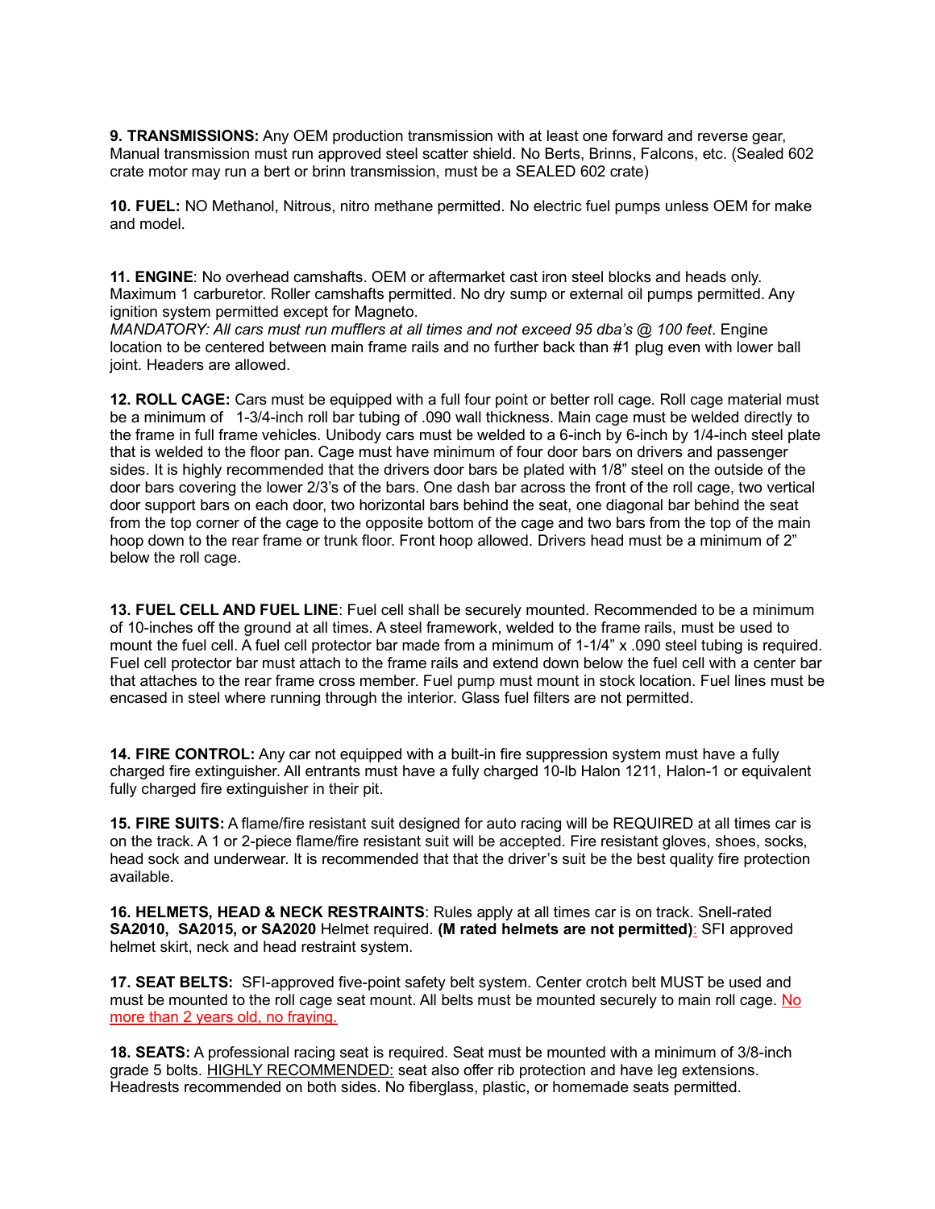**9. TRANSMISSIONS:** Any OEM production transmission with at least one forward and reverse gear, Manual transmission must run approved steel scatter shield. No Berts, Brinns, Falcons, etc. (Sealed 602 crate motor may run a bert or brinn transmission, must be a SEALED 602 crate)

**10. FUEL:** NO Methanol, Nitrous, nitro methane permitted. No electric fuel pumps unless OEM for make and model.

**11. ENGINE**: No overhead camshafts. OEM or aftermarket cast iron steel blocks and heads only. Maximum 1 carburetor. Roller camshafts permitted. No dry sump or external oil pumps permitted. Any ignition system permitted except for Magneto.
*MANDATORY: All cars must run mufflers at all times and not exceed 95 dba's @ 100 feet*. Engine location to be centered between main frame rails and no further back than #1 plug even with lower ball joint. Headers are allowed.

**12. ROLL CAGE:** Cars must be equipped with a full four point or better roll cage. Roll cage material must be a minimum of 1-3/4-inch roll bar tubing of .090 wall thickness. Main cage must be welded directly to the frame in full frame vehicles. Unibody cars must be welded to a 6-inch by 6-inch by 1/4-inch steel plate that is welded to the floor pan. Cage must have minimum of four door bars on drivers and passenger sides. It is highly recommended that the drivers door bars be plated with 1/8" steel on the outside of the door bars covering the lower 2/3's of the bars. One dash bar across the front of the roll cage, two vertical door support bars on each door, two horizontal bars behind the seat, one diagonal bar behind the seat from the top corner of the cage to the opposite bottom of the cage and two bars from the top of the main hoop down to the rear frame or trunk floor. Front hoop allowed. Drivers head must be a minimum of 2" below the roll cage.

**13. FUEL CELL AND FUEL LINE**: Fuel cell shall be securely mounted. Recommended to be a minimum of 10-inches off the ground at all times. A steel framework, welded to the frame rails, must be used to mount the fuel cell. A fuel cell protector bar made from a minimum of 1-1/4" x .090 steel tubing is required. Fuel cell protector bar must attach to the frame rails and extend down below the fuel cell with a center bar that attaches to the rear frame cross member. Fuel pump must mount in stock location. Fuel lines must be encased in steel where running through the interior. Glass fuel filters are not permitted.

**14. FIRE CONTROL:** Any car not equipped with a built-in fire suppression system must have a fully charged fire extinguisher. All entrants must have a fully charged 10-lb Halon 1211, Halon-1 or equivalent fully charged fire extinguisher in their pit.

**15. FIRE SUITS:** A flame/fire resistant suit designed for auto racing will be REQUIRED at all times car is on the track. A 1 or 2-piece flame/fire resistant suit will be accepted. Fire resistant gloves, shoes, socks, head sock and underwear. It is recommended that that the driver's suit be the best quality fire protection available.

**16. HELMETS, HEAD & NECK RESTRAINTS**: Rules apply at all times car is on track. Snell-rated **SA2010, SA2015, or SA2020** Helmet required. **(M rated helmets are not permitted)**: SFI approved helmet skirt, neck and head restraint system.

**17. SEAT BELTS:** SFI-approved five-point safety belt system. Center crotch belt MUST be used and must be mounted to the roll cage seat mount. All belts must be mounted securely to main roll cage. No more than 2 years old, no fraying.

**18. SEATS:** A professional racing seat is required. Seat must be mounted with a minimum of 3/8-inch grade 5 bolts. HIGHLY RECOMMENDED: seat also offer rib protection and have leg extensions. Headrests recommended on both sides. No fiberglass, plastic, or homemade seats permitted.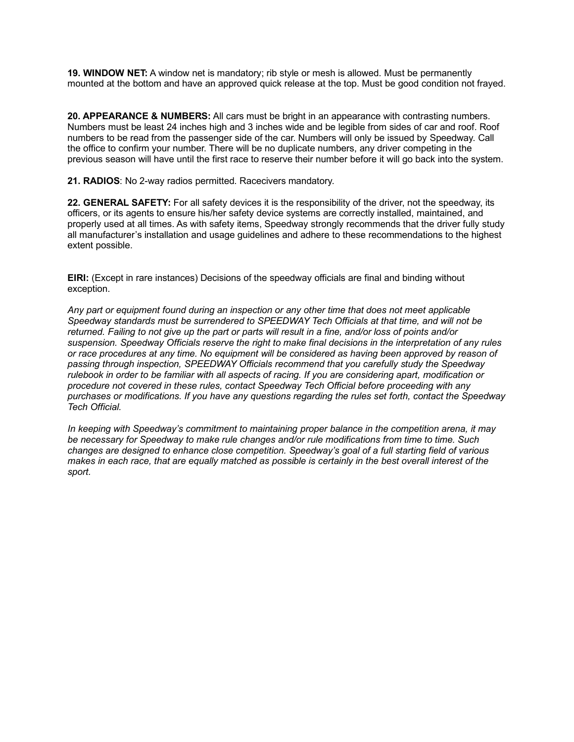**19. WINDOW NET:** A window net is mandatory; rib style or mesh is allowed. Must be permanently mounted at the bottom and have an approved quick release at the top. Must be good condition not frayed.

**20. APPEARANCE & NUMBERS:** All cars must be bright in an appearance with contrasting numbers. Numbers must be least 24 inches high and 3 inches wide and be legible from sides of car and roof. Roof numbers to be read from the passenger side of the car. Numbers will only be issued by Speedway. Call the office to confirm your number. There will be no duplicate numbers, any driver competing in the previous season will have until the first race to reserve their number before it will go back into the system.

**21. RADIOS**: No 2-way radios permitted. Racecivers mandatory.

**22. GENERAL SAFETY:** For all safety devices it is the responsibility of the driver, not the speedway, its officers, or its agents to ensure his/her safety device systems are correctly installed, maintained, and properly used at all times. As with safety items, Speedway strongly recommends that the driver fully study all manufacturer's installation and usage guidelines and adhere to these recommendations to the highest extent possible.

**EIRI:** (Except in rare instances) Decisions of the speedway officials are final and binding without exception.

*Any part or equipment found during an inspection or any other time that does not meet applicable Speedway standards must be surrendered to SPEEDWAY Tech Officials at that time, and will not be returned. Failing to not give up the part or parts will result in a fine, and/or loss of points and/or suspension. Speedway Officials reserve the right to make final decisions in the interpretation of any rules or race procedures at any time. No equipment will be considered as having been approved by reason of passing through inspection, SPEEDWAY Officials recommend that you carefully study the Speedway rulebook in order to be familiar with all aspects of racing. If you are considering apart, modification or procedure not covered in these rules, contact Speedway Tech Official before proceeding with any purchases or modifications. If you have any questions regarding the rules set forth, contact the Speedway Tech Official.*

*In keeping with Speedway's commitment to maintaining proper balance in the competition arena, it may be necessary for Speedway to make rule changes and/or rule modifications from time to time. Such changes are designed to enhance close competition. Speedway's goal of a full starting field of various makes in each race, that are equally matched as possible is certainly in the best overall interest of the sport.*